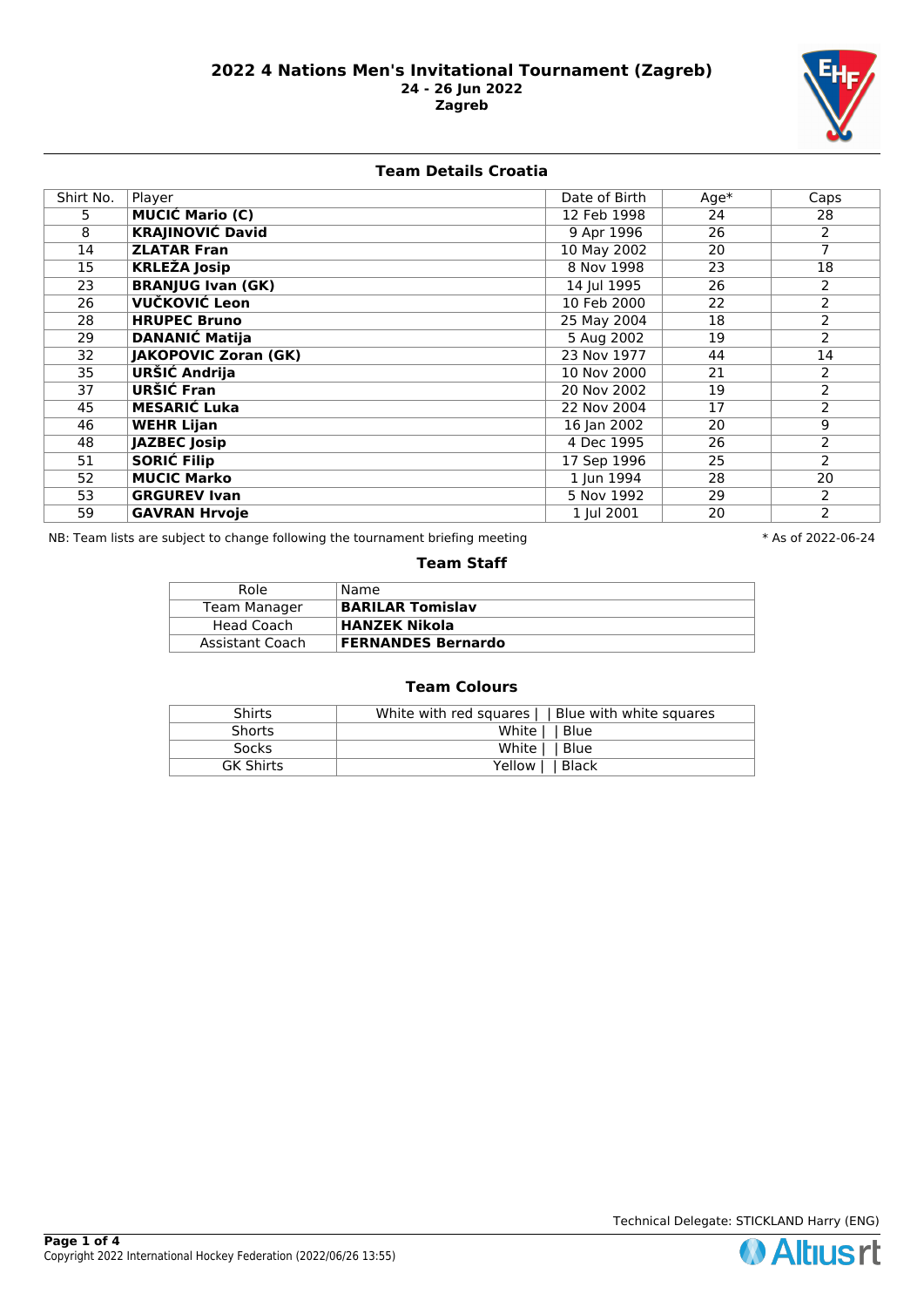# 2022 4 Nations Men's Invitational Tournament (Zagreb)

**24 - 26 Jun 2022**

**Zagreb**

## Team Details Croatia

| Shirt No. | Player | Date of Birth | Age* | Caps |
|---|---|---|---|---|
| 5 | **MUCIĆ Mario (C)** | 12 Feb 1998 | 24 | 28 |
| 8 | **KRAJINOVIĆ David** | 9 Apr 1996 | 26 | 2 |
| 14 | **ZLATAR Fran** | 10 May 2002 | 20 | 7 |
| 15 | **KRLEŽA Josip** | 8 Nov 1998 | 23 | 18 |
| 23 | **BRANJUG Ivan (GK)** | 14 Jul 1995 | 26 | 2 |
| 26 | **VUČKOVIĆ Leon** | 10 Feb 2000 | 22 | 2 |
| 28 | **HRUPEC Bruno** | 25 May 2004 | 18 | 2 |
| 29 | **DANANIĆ Matija** | 5 Aug 2002 | 19 | 2 |
| 32 | **JAKOPOVIC Zoran (GK)** | 23 Nov 1977 | 44 | 14 |
| 35 | **URŠIĆ Andrija** | 10 Nov 2000 | 21 | 2 |
| 37 | **URŠIĆ Fran** | 20 Nov 2002 | 19 | 2 |
| 45 | **MESARIĆ Luka** | 22 Nov 2004 | 17 | 2 |
| 46 | **WEHR Lijan** | 16 Jan 2002 | 20 | 9 |
| 48 | **JAZBEC Josip** | 4 Dec 1995 | 26 | 2 |
| 51 | **SORIĆ Filip** | 17 Sep 1996 | 25 | 2 |
| 52 | **MUCIC Marko** | 1 Jun 1994 | 28 | 20 |
| 53 | **GRGUREV Ivan** | 5 Nov 1992 | 29 | 2 |
| 59 | **GAVRAN Hrvoje** | 1 Jul 2001 | 20 | 2 |

NB: Team lists are subject to change following the tournament briefing meeting

* As of 2022-06-24

### Team Staff

| Role | Name |
|---|---|
| Team Manager | **BARILAR Tomislav** |
| Head Coach | **HANZEK Nikola** |
| Assistant Coach | **FERNANDES Bernardo** |

### Team Colours

| | |
|---|---|
| Shirts | White with red squares \| \| Blue with white squares |
| Shorts | White \| \| Blue |
| Socks | White \| \| Blue |
| GK Shirts | Yellow \| \| Black |

Technical Delegate: STICKLAND Harry (ENG)

Copyright 2022 International Hockey Federation (2022/06/26 13:55)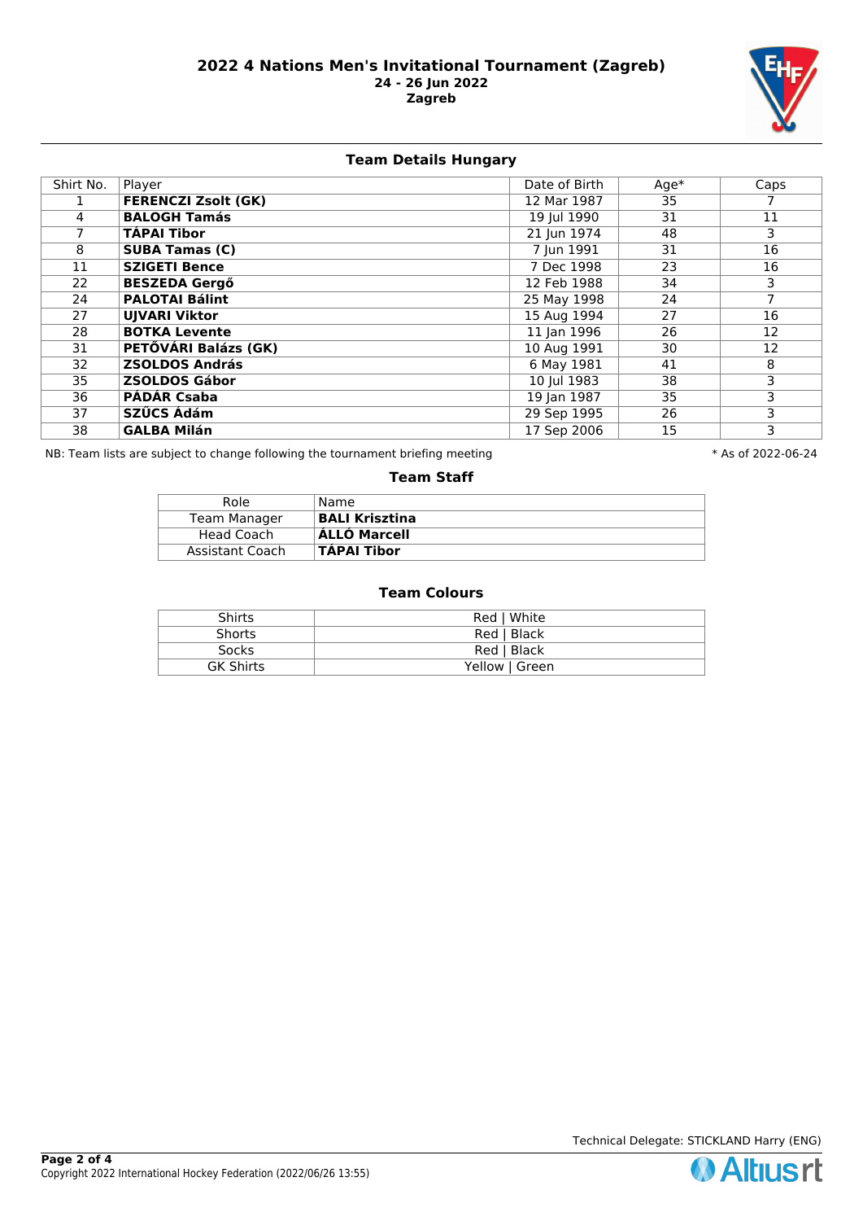**2022 4 Nations Men's Invitational Tournament (Zagreb)**
**24 - 26 Jun 2022**
**Zagreb**

## Team Details Hungary

| Shirt No. | Player | Date of Birth | Age* | Caps |
|---|---|---|---|---|
| 1 | **FERENCZI Zsolt (GK)** | 12 Mar 1987 | 35 | 7 |
| 4 | **BALOGH Tamás** | 19 Jul 1990 | 31 | 11 |
| 7 | **TÁPAI Tibor** | 21 Jun 1974 | 48 | 3 |
| 8 | **SUBA Tamas (C)** | 7 Jun 1991 | 31 | 16 |
| 11 | **SZIGETI Bence** | 7 Dec 1998 | 23 | 16 |
| 22 | **BESZEDA Gergő** | 12 Feb 1988 | 34 | 3 |
| 24 | **PALOTAI Bálint** | 25 May 1998 | 24 | 7 |
| 27 | **UJVARI Viktor** | 15 Aug 1994 | 27 | 16 |
| 28 | **BOTKA Levente** | 11 Jan 1996 | 26 | 12 |
| 31 | **PETŐVÁRI Balázs (GK)** | 10 Aug 1991 | 30 | 12 |
| 32 | **ZSOLDOS András** | 6 May 1981 | 41 | 8 |
| 35 | **ZSOLDOS Gábor** | 10 Jul 1983 | 38 | 3 |
| 36 | **PÁDÁR Csaba** | 19 Jan 1987 | 35 | 3 |
| 37 | **SZŰCS Ádám** | 29 Sep 1995 | 26 | 3 |
| 38 | **GALBA Milán** | 17 Sep 2006 | 15 | 3 |

NB: Team lists are subject to change following the tournament briefing meeting

* As of 2022-06-24

## Team Staff

| Role | Name |
|---|---|
| Team Manager | **BALI Krisztina** |
| Head Coach | **ÁLLÓ Marcell** |
| Assistant Coach | **TÁPAI Tibor** |

## Team Colours

| | |
|---|---|
| Shirts | Red \| White |
| Shorts | Red \| Black |
| Socks | Red \| Black |
| GK Shirts | Yellow \| Green |

Technical Delegate: STICKLAND Harry (ENG)

Copyright 2022 International Hockey Federation (2022/06/26 13:55)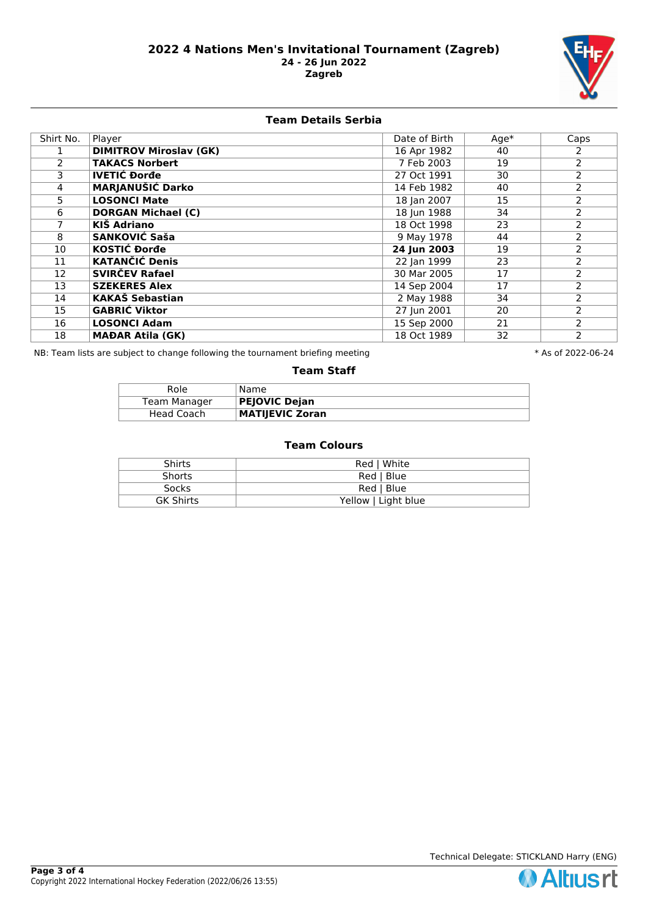# 2022 4 Nations Men's Invitational Tournament (Zagreb)

**24 - 26 Jun 2022**

**Zagreb**

## Team Details Serbia

| Shirt No. | Player | Date of Birth | Age* | Caps |
|---|---|---|---|---|
| 1 | **DIMITROV Miroslav (GK)** | 16 Apr 1982 | 40 | 2 |
| 2 | **TAKACS Norbert** | 7 Feb 2003 | 19 | 2 |
| 3 | **IVETIĆ Đorđe** | 27 Oct 1991 | 30 | 2 |
| 4 | **MARJANUŠIĆ Darko** | 14 Feb 1982 | 40 | 2 |
| 5 | **LOSONCI Mate** | 18 Jan 2007 | 15 | 2 |
| 6 | **DORGAN Michael (C)** | 18 Jun 1988 | 34 | 2 |
| 7 | **KIŠ Adriano** | 18 Oct 1998 | 23 | 2 |
| 8 | **SANKOVIĆ Saša** | 9 May 1978 | 44 | 2 |
| 10 | **KOSTIĆ Đorđe** | **24 Jun 2003** | 19 | 2 |
| 11 | **KATANČIĆ Denis** | 22 Jan 1999 | 23 | 2 |
| 12 | **SVIRČEV Rafael** | 30 Mar 2005 | 17 | 2 |
| 13 | **SZEKERES Alex** | 14 Sep 2004 | 17 | 2 |
| 14 | **KAKAŠ Sebastian** | 2 May 1988 | 34 | 2 |
| 15 | **GABRIĆ Viktor** | 27 Jun 2001 | 20 | 2 |
| 16 | **LOSONCI Adam** | 15 Sep 2000 | 21 | 2 |
| 18 | **MAĐAR Atila (GK)** | 18 Oct 1989 | 32 | 2 |

NB: Team lists are subject to change following the tournament briefing meeting

* As of 2022-06-24

### Team Staff

| Role | Name |
|---|---|
| Team Manager | **PEJOVIC Dejan** |
| Head Coach | **MATIJEVIC Zoran** |

### Team Colours

| | |
|---|---|
| Shirts | Red \| White |
| Shorts | Red \| Blue |
| Socks | Red \| Blue |
| GK Shirts | Yellow \| Light blue |

Technical Delegate: STICKLAND Harry (ENG)

Copyright 2022 International Hockey Federation (2022/06/26 13:55)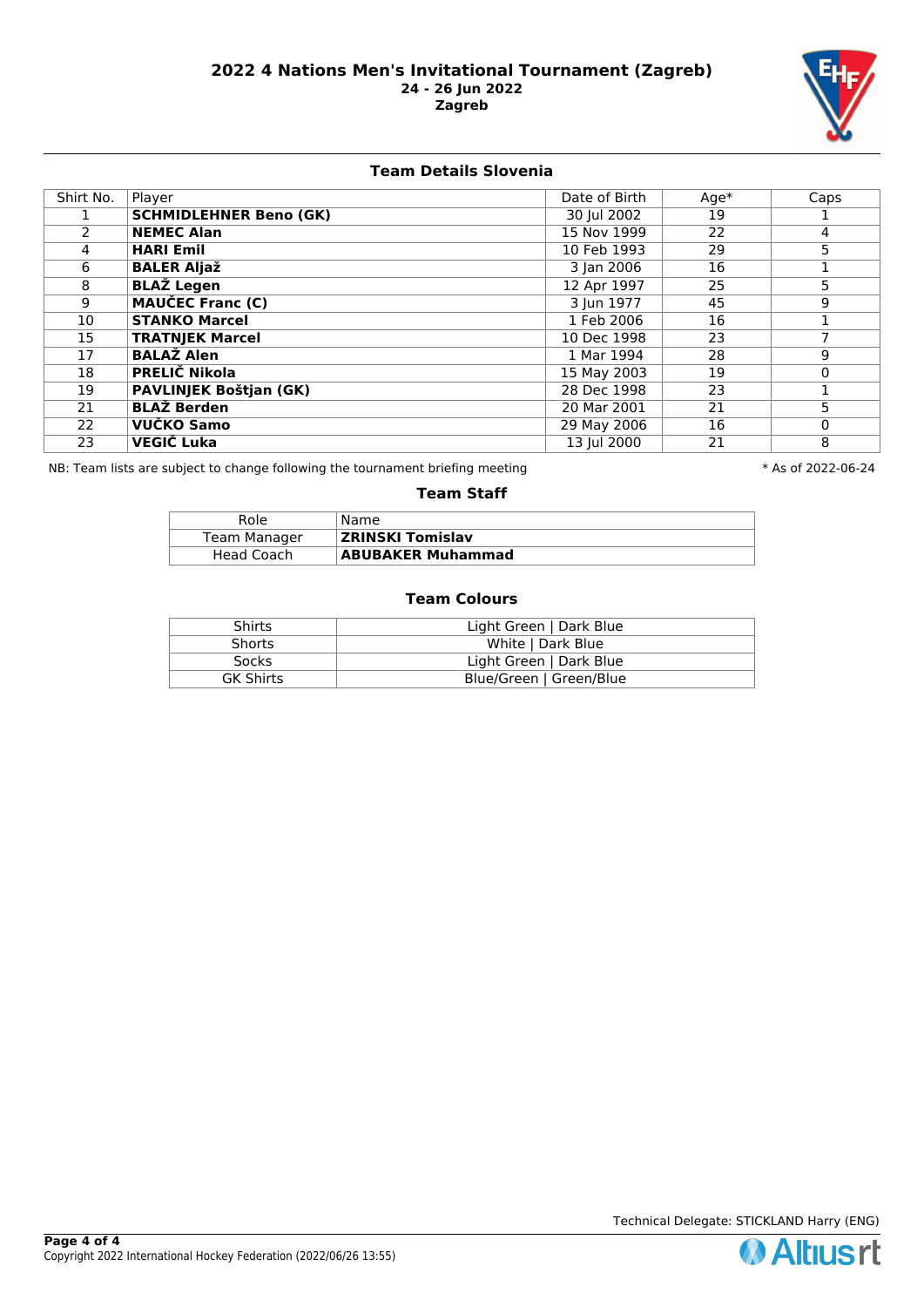# 2022 4 Nations Men's Invitational Tournament (Zagreb)

**24 - 26 Jun 2022**

**Zagreb**

## Team Details Slovenia

| Shirt No. | Player | Date of Birth | Age* | Caps |
|---|---|---|---|---|
| 1 | **SCHMIDLEHNER Beno (GK)** | 30 Jul 2002 | 19 | 1 |
| 2 | **NEMEC Alan** | 15 Nov 1999 | 22 | 4 |
| 4 | **HARI Emil** | 10 Feb 1993 | 29 | 5 |
| 6 | **BALER Aljaž** | 3 Jan 2006 | 16 | 1 |
| 8 | **BLAŽ Legen** | 12 Apr 1997 | 25 | 5 |
| 9 | **MAUČEC Franc (C)** | 3 Jun 1977 | 45 | 9 |
| 10 | **STANKO Marcel** | 1 Feb 2006 | 16 | 1 |
| 15 | **TRATNJEK Marcel** | 10 Dec 1998 | 23 | 7 |
| 17 | **BALAŽ Alen** | 1 Mar 1994 | 28 | 9 |
| 18 | **PRELIČ Nikola** | 15 May 2003 | 19 | 0 |
| 19 | **PAVLINJEK Boštjan (GK)** | 28 Dec 1998 | 23 | 1 |
| 21 | **BLAŽ Berden** | 20 Mar 2001 | 21 | 5 |
| 22 | **VUČKO Samo** | 29 May 2006 | 16 | 0 |
| 23 | **VEGIČ Luka** | 13 Jul 2000 | 21 | 8 |

NB: Team lists are subject to change following the tournament briefing meeting

* As of 2022-06-24

### Team Staff

| Role | Name |
|---|---|
| Team Manager | **ZRINSKI Tomislav** |
| Head Coach | **ABUBAKER Muhammad** |

### Team Colours

| | |
|---|---|
| Shirts | Light Green \| Dark Blue |
| Shorts | White \| Dark Blue |
| Socks | Light Green \| Dark Blue |
| GK Shirts | Blue/Green \| Green/Blue |

Technical Delegate: STICKLAND Harry (ENG)

Copyright 2022 International Hockey Federation (2022/06/26 13:55)